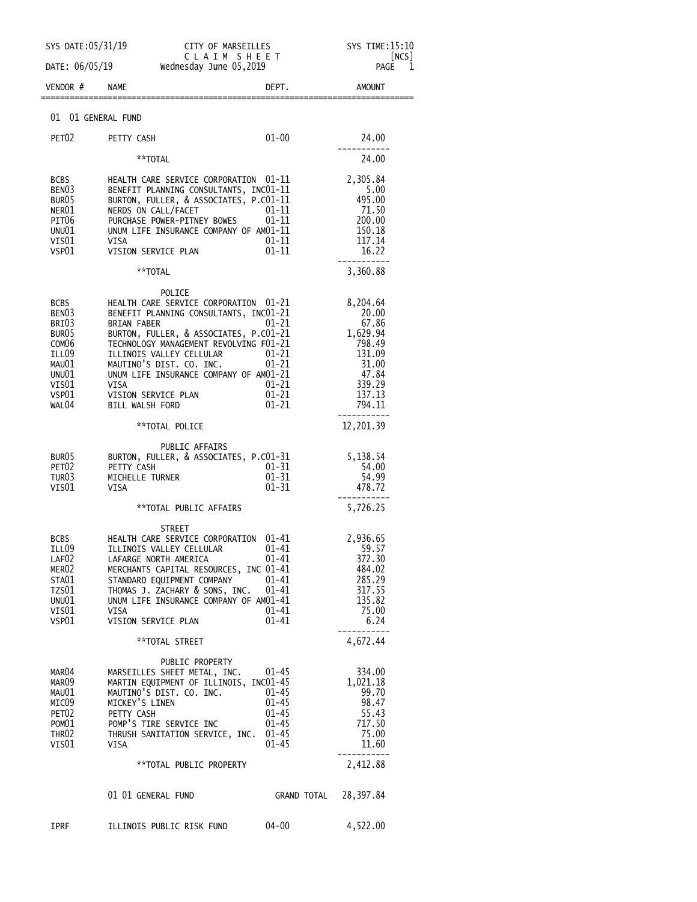SYS DATE:05/31/19 CITY OF MARSEILLES SYS TIME:15:10

CLAIM SHEET [NCS]

DATE: 06/05/19 Wednesday June 05,2019

| VENDOR # | NAME | DEPT. | AMOUNT |
|---|---|---|---|
| | **01 01 GENERAL FUND** | | |
| PET02 | PETTY CASH | 01-00 | 24.00 |
| | **TOTAL | | 24.00 |
| BCBS | HEALTH CARE SERVICE CORPORATION | 01-11 | 2,305.84 |
| BEN03 | BENEFIT PLANNING CONSULTANTS, INC | 01-11 | 5.00 |
| BUR05 | BURTON, FULLER, & ASSOCIATES, P.C | 01-11 | 495.00 |
| NER01 | NERDS ON CALL/FACET | 01-11 | 71.50 |
| PIT06 | PURCHASE POWER-PITNEY BOWES | 01-11 | 200.00 |
| UNU01 | UNUM LIFE INSURANCE COMPANY OF AM | 01-11 | 150.18 |
| VIS01 | VISA | 01-11 | 117.14 |
| VSP01 | VISION SERVICE PLAN | 01-11 | 16.22 |
| | **TOTAL | | 3,360.88 |
| | POLICE | | |
| BCBS | HEALTH CARE SERVICE CORPORATION | 01-21 | 8,204.64 |
| BEN03 | BENEFIT PLANNING CONSULTANTS, INC | 01-21 | 20.00 |
| BRI03 | BRIAN FABER | 01-21 | 67.86 |
| BUR05 | BURTON, FULLER, & ASSOCIATES, P.C | 01-21 | 1,629.94 |
| COM06 | TECHNOLOGY MANAGEMENT REVOLVING F | 01-21 | 798.49 |
| ILL09 | ILLINOIS VALLEY CELLULAR | 01-21 | 131.09 |
| MAU01 | MAUTINO'S DIST. CO. INC. | 01-21 | 31.00 |
| UNU01 | UNUM LIFE INSURANCE COMPANY OF AM | 01-21 | 47.84 |
| VIS01 | VISA | 01-21 | 339.29 |
| VSP01 | VISION SERVICE PLAN | 01-21 | 137.13 |
| WAL04 | BILL WALSH FORD | 01-21 | 794.11 |
| | **TOTAL POLICE | | 12,201.39 |
| | PUBLIC AFFAIRS | | |
| BUR05 | BURTON, FULLER, & ASSOCIATES, P.C | 01-31 | 5,138.54 |
| PET02 | PETTY CASH | 01-31 | 54.00 |
| TUR03 | MICHELLE TURNER | 01-31 | 54.99 |
| VIS01 | VISA | 01-31 | 478.72 |
| | **TOTAL PUBLIC AFFAIRS | | 5,726.25 |
| | STREET | | |
| BCBS | HEALTH CARE SERVICE CORPORATION | 01-41 | 2,936.65 |
| ILL09 | ILLINOIS VALLEY CELLULAR | 01-41 | 59.57 |
| LAF02 | LAFARGE NORTH AMERICA | 01-41 | 372.30 |
| MER02 | MERCHANTS CAPITAL RESOURCES, INC | 01-41 | 484.02 |
| STA01 | STANDARD EQUIPMENT COMPANY | 01-41 | 285.29 |
| TZS01 | THOMAS J. ZACHARY & SONS, INC. | 01-41 | 317.55 |
| UNU01 | UNUM LIFE INSURANCE COMPANY OF AM | 01-41 | 135.82 |
| VIS01 | VISA | 01-41 | 75.00 |
| VSP01 | VISION SERVICE PLAN | 01-41 | 6.24 |
| | **TOTAL STREET | | 4,672.44 |
| | PUBLIC PROPERTY | | |
| MAR04 | MARSEILLES SHEET METAL, INC. | 01-45 | 334.00 |
| MAR09 | MARTIN EQUIPMENT OF ILLINOIS, INC | 01-45 | 1,021.18 |
| MAU01 | MAUTINO'S DIST. CO. INC. | 01-45 | 99.70 |
| MIC09 | MICKEY'S LINEN | 01-45 | 98.47 |
| PET02 | PETTY CASH | 01-45 | 55.43 |
| POM01 | POMP'S TIRE SERVICE INC | 01-45 | 717.50 |
| THR02 | THRUSH SANITATION SERVICE, INC. | 01-45 | 75.00 |
| VIS01 | VISA | 01-45 | 11.60 |
| | **TOTAL PUBLIC PROPERTY | | 2,412.88 |
| | 01 01 GENERAL FUND | GRAND TOTAL | 28,397.84 |
| IPRF | ILLINOIS PUBLIC RISK FUND | 04-00 | 4,522.00 |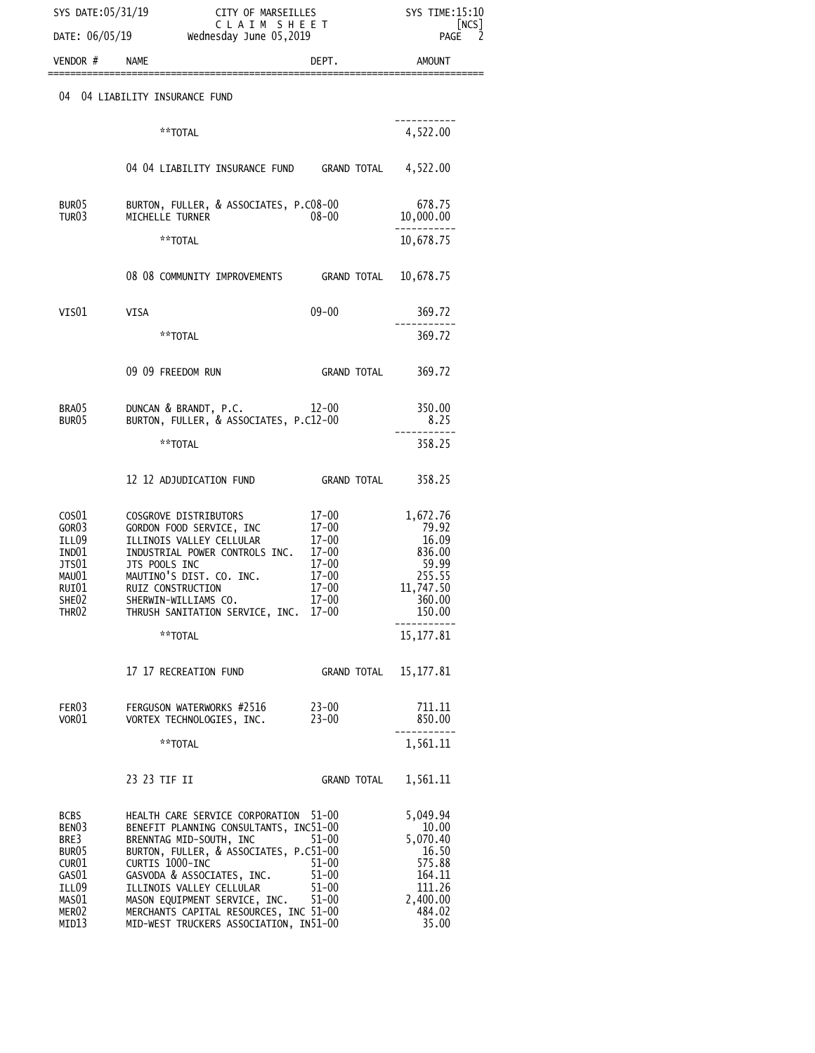SYS DATE:05/31/19 CITY OF MARSEILLES SYS TIME:15:10

C L A I M S H E E T [NCS]

DATE: 06/05/19 Wednesday June 05,2019

| VENDOR # | NAME | DEPT. | AMOUNT |
|---|---|---|---|
| | **04 04 LIABILITY INSURANCE FUND** | | |
| | **TOTAL | | 4,522.00 |
| | 04 04 LIABILITY INSURANCE FUND | GRAND TOTAL | 4,522.00 |
| BUR05 | BURTON, FULLER, & ASSOCIATES, P.C | 08-00 | 678.75 |
| TUR03 | MICHELLE TURNER | 08-00 | 10,000.00 |
| | **TOTAL | | 10,678.75 |
| | 08 08 COMMUNITY IMPROVEMENTS | GRAND TOTAL | 10,678.75 |
| VIS01 | VISA | 09-00 | 369.72 |
| | **TOTAL | | 369.72 |
| | 09 09 FREEDOM RUN | GRAND TOTAL | 369.72 |
| BRA05 | DUNCAN & BRANDT, P.C. | 12-00 | 350.00 |
| BUR05 | BURTON, FULLER, & ASSOCIATES, P.C | 12-00 | 8.25 |
| | **TOTAL | | 358.25 |
| | 12 12 ADJUDICATION FUND | GRAND TOTAL | 358.25 |
| COS01 | COSGROVE DISTRIBUTORS | 17-00 | 1,672.76 |
| GOR03 | GORDON FOOD SERVICE, INC | 17-00 | 79.92 |
| ILL09 | ILLINOIS VALLEY CELLULAR | 17-00 | 16.09 |
| IND01 | INDUSTRIAL POWER CONTROLS INC. | 17-00 | 836.00 |
| JTS01 | JTS POOLS INC | 17-00 | 59.99 |
| MAU01 | MAUTINO'S DIST. CO. INC. | 17-00 | 255.55 |
| RUI01 | RUIZ CONSTRUCTION | 17-00 | 11,747.50 |
| SHE02 | SHERWIN-WILLIAMS CO. | 17-00 | 360.00 |
| THR02 | THRUSH SANITATION SERVICE, INC. | 17-00 | 150.00 |
| | **TOTAL | | 15,177.81 |
| | 17 17 RECREATION FUND | GRAND TOTAL | 15,177.81 |
| FER03 | FERGUSON WATERWORKS #2516 | 23-00 | 711.11 |
| VOR01 | VORTEX TECHNOLOGIES, INC. | 23-00 | 850.00 |
| | **TOTAL | | 1,561.11 |
| | 23 23 TIF II | GRAND TOTAL | 1,561.11 |
| BCBS | HEALTH CARE SERVICE CORPORATION | 51-00 | 5,049.94 |
| BEN03 | BENEFIT PLANNING CONSULTANTS, INC | 51-00 | 10.00 |
| BRE3 | BRENNTAG MID-SOUTH, INC | 51-00 | 5,070.40 |
| BUR05 | BURTON, FULLER, & ASSOCIATES, P.C | 51-00 | 16.50 |
| CUR01 | CURTIS 1000-INC | 51-00 | 575.88 |
| GAS01 | GASVODA & ASSOCIATES, INC. | 51-00 | 164.11 |
| ILL09 | ILLINOIS VALLEY CELLULAR | 51-00 | 111.26 |
| MAS01 | MASON EQUIPMENT SERVICE, INC. | 51-00 | 2,400.00 |
| MER02 | MERCHANTS CAPITAL RESOURCES, INC | 51-00 | 484.02 |
| MID13 | MID-WEST TRUCKERS ASSOCIATION, IN | 51-00 | 35.00 |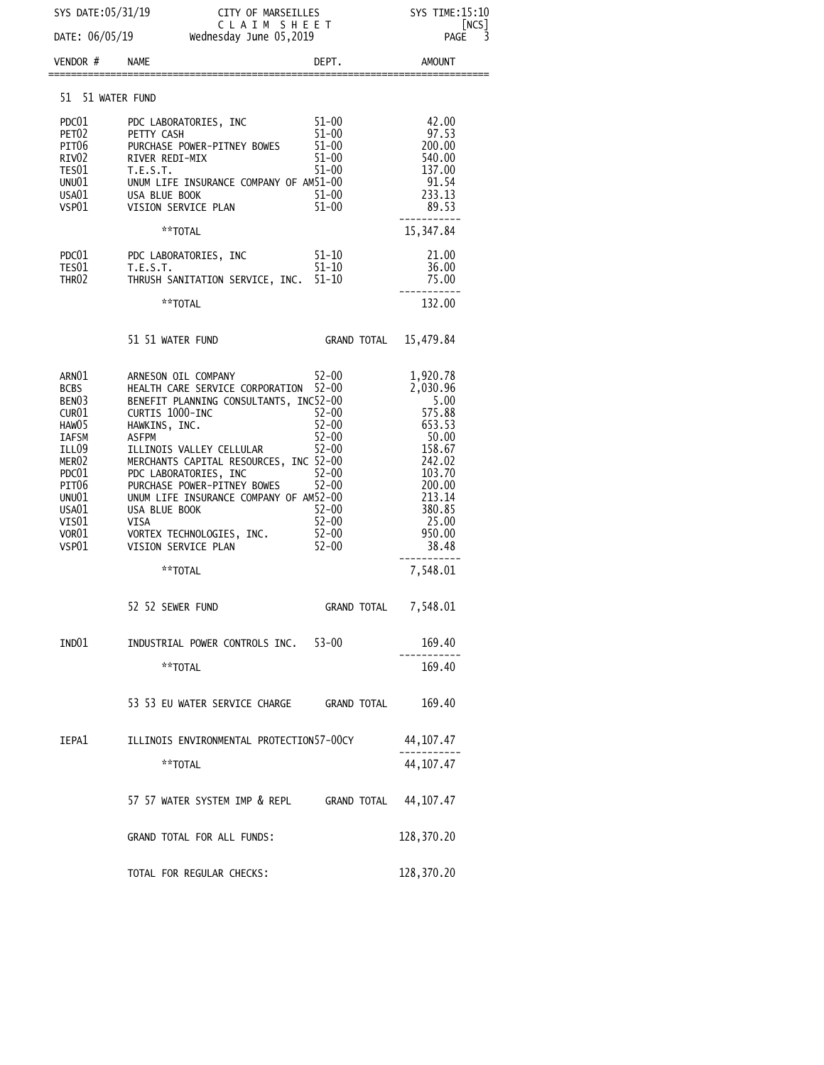SYS DATE:05/31/19 CITY OF MARSEILLES SYS TIME:15:10

CLAIM SHEET [NCS]

DATE: 06/05/19 Wednesday June 05,2019

| VENDOR # | NAME | DEPT. | AMOUNT |
|---|---|---|---|
| 51 51 WATER FUND | | | |
| PDC01 | PDC LABORATORIES, INC | 51-00 | 42.00 |
| PET02 | PETTY CASH | 51-00 | 97.53 |
| PIT06 | PURCHASE POWER-PITNEY BOWES | 51-00 | 200.00 |
| RIV02 | RIVER REDI-MIX | 51-00 | 540.00 |
| TES01 | T.E.S.T. | 51-00 | 137.00 |
| UNU01 | UNUM LIFE INSURANCE COMPANY OF AM | 51-00 | 91.54 |
| USA01 | USA BLUE BOOK | 51-00 | 233.13 |
| VSP01 | VISION SERVICE PLAN | 51-00 | 89.53 |
| | **TOTAL | | 15,347.84 |
| PDC01 | PDC LABORATORIES, INC | 51-10 | 21.00 |
| TES01 | T.E.S.T. | 51-10 | 36.00 |
| THR02 | THRUSH SANITATION SERVICE, INC. | 51-10 | 75.00 |
| | **TOTAL | | 132.00 |
| | 51 51 WATER FUND | GRAND TOTAL | 15,479.84 |
| ARN01 | ARNESON OIL COMPANY | 52-00 | 1,920.78 |
| BCBS | HEALTH CARE SERVICE CORPORATION | 52-00 | 2,030.96 |
| BEN03 | BENEFIT PLANNING CONSULTANTS, INC | 52-00 | 5.00 |
| CUR01 | CURTIS 1000-INC | 52-00 | 575.88 |
| HAW05 | HAWKINS, INC. | 52-00 | 653.53 |
| IAFSM | ASFPM | 52-00 | 50.00 |
| ILL09 | ILLINOIS VALLEY CELLULAR | 52-00 | 158.67 |
| MER02 | MERCHANTS CAPITAL RESOURCES, INC | 52-00 | 242.02 |
| PDC01 | PDC LABORATORIES, INC | 52-00 | 103.70 |
| PIT06 | PURCHASE POWER-PITNEY BOWES | 52-00 | 200.00 |
| UNU01 | UNUM LIFE INSURANCE COMPANY OF AM | 52-00 | 213.14 |
| USA01 | USA BLUE BOOK | 52-00 | 380.85 |
| VIS01 | VISA | 52-00 | 25.00 |
| VOR01 | VORTEX TECHNOLOGIES, INC. | 52-00 | 950.00 |
| VSP01 | VISION SERVICE PLAN | 52-00 | 38.48 |
| | **TOTAL | | 7,548.01 |
| | 52 52 SEWER FUND | GRAND TOTAL | 7,548.01 |
| IND01 | INDUSTRIAL POWER CONTROLS INC. | 53-00 | 169.40 |
| | **TOTAL | | 169.40 |
| | 53 53 EU WATER SERVICE CHARGE | GRAND TOTAL | 169.40 |
| IEPA1 | ILLINOIS ENVIRONMENTAL PROTECTION | 57-00CY | 44,107.47 |
| | **TOTAL | | 44,107.47 |
| | 57 57 WATER SYSTEM IMP & REPL | GRAND TOTAL | 44,107.47 |
| | GRAND TOTAL FOR ALL FUNDS: | | 128,370.20 |
| | TOTAL FOR REGULAR CHECKS: | | 128,370.20 |